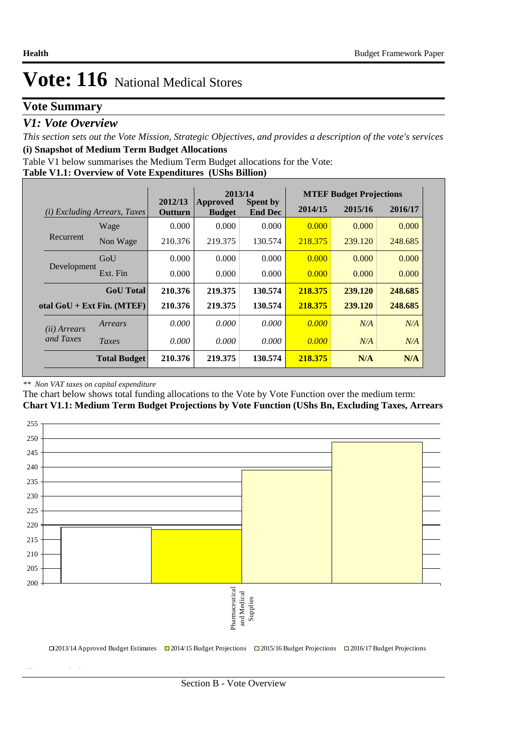# Vote: 116 National Medical Stores

## Vote Summary

### *V1: Vote Overview*

*This section sets out the Vote Mission, Strategic Objectives, and provides a description of the vote's services*

**(i) Snapshot of Medium Term Budget Allocations**

Table V1 below summarises the Medium Term Budget allocations for the Vote:

**Table V1.1: Overview of Vote Expenditures (UShs Billion)**

| *(i) Excluding Arrears, Taxes* | | 2012/13 Outturn | 2013/14 Approved Budget | 2013/14 Spent by End Dec | MTEF Budget Projections 2014/15 | 2015/16 | 2016/17 |
|---|---|---|---|---|---|---|---|
| Recurrent | Wage | 0.000 | 0.000 | 0.000 | 0.000 | 0.000 | 0.000 |
| | Non Wage | 210.376 | 219.375 | 130.574 | 218.375 | 239.120 | 248.685 |
| Development | GoU | 0.000 | 0.000 | 0.000 | 0.000 | 0.000 | 0.000 |
| | Ext. Fin | 0.000 | 0.000 | 0.000 | 0.000 | 0.000 | 0.000 |
| | **GoU Total** | **210.376** | **219.375** | **130.574** | **218.375** | **239.120** | **248.685** |
| **otal GoU + Ext Fin. (MTEF)** | | **210.376** | **219.375** | **130.574** | **218.375** | **239.120** | **248.685** |
| *(ii) Arrears and Taxes* | *Arrears* | *0.000* | *0.000* | *0.000* | *0.000* | *N/A* | *N/A* |
| | *Taxes* | *0.000* | *0.000* | *0.000* | *0.000* | *N/A* | *N/A* |
| | **Total Budget** | **210.376** | **219.375** | **130.574** | **218.375** | **N/A** | **N/A** |

*\*\* Non VAT taxes on capital expenditure*

The chart below shows total funding allocations to the Vote by Vote Function over the medium term:

**Chart V1.1: Medium Term Budget Projections by Vote Function (UShs Bn, Excluding Taxes, Arrears**

| Vote Function | 2013/14 Approved Budget Estimates | 2014/15 Budget Projections | 2015/16 Budget Projections | 2016/17 Budget Projections |
|---|---|---|---|---|
| Pharmaceutical and Medical Supplies | 219.375 | 218.375 | 239.120 | 248.685 |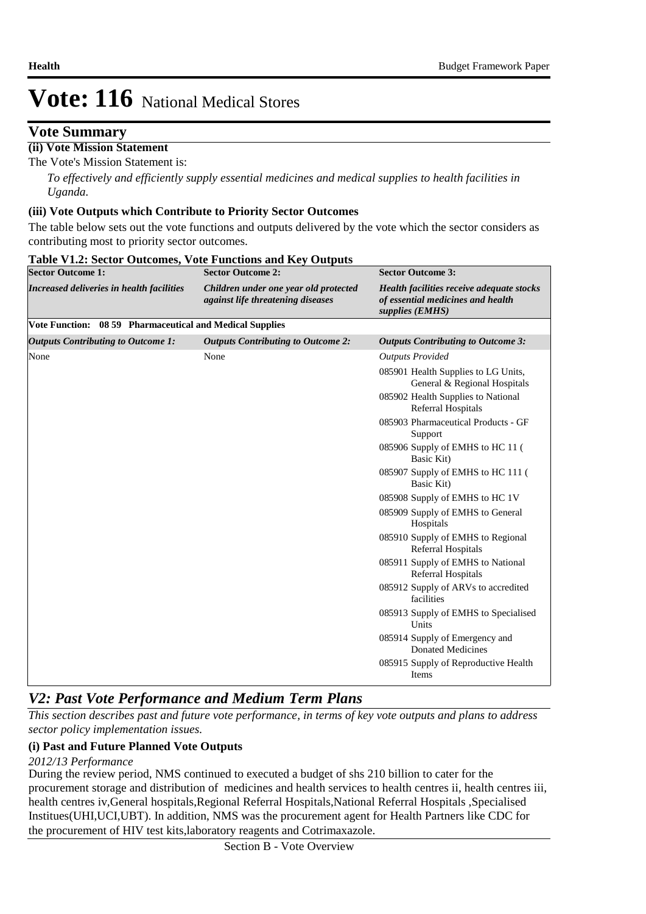# Vote: 116 National Medical Stores

## Vote Summary

### (ii) Vote Mission Statement

The Vote's Mission Statement is:

*To effectively and efficiently supply essential medicines and medical supplies to health facilities in Uganda.*

### (iii) Vote Outputs which Contribute to Priority Sector Outcomes

The table below sets out the vote functions and outputs delivered by the vote which the sector considers as contributing most to priority sector outcomes.

**Table V1.2: Sector Outcomes, Vote Functions and Key Outputs**

| **Sector Outcome 1:** | **Sector Outcome 2:** | **Sector Outcome 3:** |
|---|---|---|
| ***Increased deliveries in health facilities*** | ***Children under one year old protected against life threatening diseases*** | ***Health facilities receive adequate stocks of essential medicines and health supplies (EMHS)*** |
| **Vote Function: 08 59 Pharmaceutical and Medical Supplies** | | |
| ***Outputs Contributing to Outcome 1:*** | ***Outputs Contributing to Outcome 2:*** | ***Outputs Contributing to Outcome 3:*** |
| None | None | *Outputs Provided*<br>085901 Health Supplies to LG Units, General & Regional Hospitals<br>085902 Health Supplies to National Referral Hospitals<br>085903 Pharmaceutical Products - GF Support<br>085906 Supply of EMHS to HC 11 ( Basic Kit)<br>085907 Supply of EMHS to HC 111 ( Basic Kit)<br>085908 Supply of EMHS to HC 1V<br>085909 Supply of EMHS to General Hospitals<br>085910 Supply of EMHS to Regional Referral Hospitals<br>085911 Supply of EMHS to National Referral Hospitals<br>085912 Supply of ARVs to accredited facilities<br>085913 Supply of EMHS to Specialised Units<br>085914 Supply of Emergency and Donated Medicines<br>085915 Supply of Reproductive Health Items |

## *V2: Past Vote Performance and Medium Term Plans*

*This section describes past and future vote performance, in terms of key vote outputs and plans to address sector policy implementation issues.*

### (i) Past and Future Planned Vote Outputs

*2012/13 Performance*

During the review period, NMS continued to executed a budget of shs 210 billion to cater for the procurement storage and distribution of medicines and health services to health centres ii, health centres iii, health centres iv,General hospitals,Regional Referral Hospitals,National Referral Hospitals ,Specialised Institues(UHI,UCI,UBT). In addition, NMS was the procurement agent for Health Partners like CDC for the procurement of HIV test kits,laboratory reagents and Cotrimaxazole.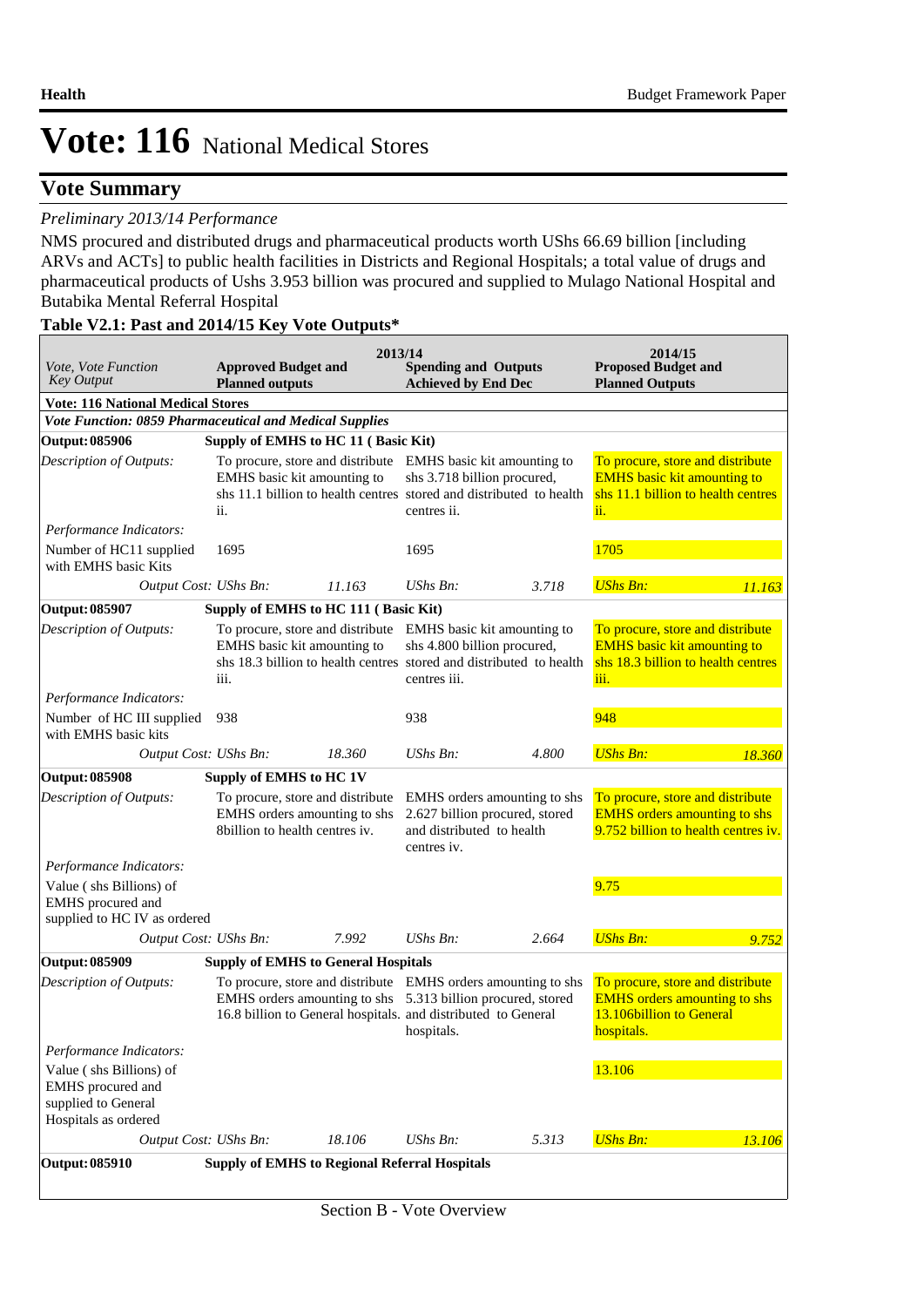# Vote: 116 National Medical Stores

## Vote Summary

*Preliminary 2013/14 Performance*

NMS procured and distributed drugs and pharmaceutical products worth UShs 66.69 billion [including ARVs and ACTs] to public health facilities in Districts and Regional Hospitals; a total value of drugs and pharmaceutical products of Ushs 3.953 billion was procured and supplied to Mulago National Hospital and Butabika Mental Referral Hospital

**Table V2.1: Past and 2014/15 Key Vote Outputs***

| *Vote, Vote Function Key Output* | 2013/14 **Approved Budget and Planned outputs** | | 2013/14 **Spending and Outputs Achieved by End Dec** | | 2014/15 **Proposed Budget and Planned Outputs** | |
|---|---|---|---|---|---|---|
| **Vote: 116 National Medical Stores** | | | | | | |
| ***Vote Function: 0859 Pharmaceutical and Medical Supplies*** | | | | | | |
| **Output: 085906** | **Supply of EMHS to HC 11 ( Basic Kit)** | | | | | |
| *Description of Outputs:* | To procure, store and distribute EMHS basic kit amounting to shs 11.1 billion to health centres ii. | | EMHS basic kit amounting to shs 3.718 billion procured, stored and distributed to health centres ii. | | To procure, store and distribute EMHS basic kit amounting to shs 11.1 billion to health centres ii. | |
| *Performance Indicators:* | | | | | | |
| Number of HC11 supplied with EMHS basic Kits | 1695 | | 1695 | | 1705 | |
| *Output Cost:* | *UShs Bn:* | *11.163* | *UShs Bn:* | *3.718* | *UShs Bn:* | *11.163* |
| **Output: 085907** | **Supply of EMHS to HC 111 ( Basic Kit)** | | | | | |
| *Description of Outputs:* | To procure, store and distribute EMHS basic kit amounting to shs 18.3 billion to health centres iii. | | EMHS basic kit amounting to shs 4.800 billion procured, stored and distributed to health centres iii. | | To procure, store and distribute EMHS basic kit amounting to shs 18.3 billion to health centres iii. | |
| *Performance Indicators:* | | | | | | |
| Number of HC III supplied with EMHS basic kits | 938 | | 938 | | 948 | |
| *Output Cost:* | *UShs Bn:* | *18.360* | *UShs Bn:* | *4.800* | *UShs Bn:* | *18.360* |
| **Output: 085908** | **Supply of EMHS to HC 1V** | | | | | |
| *Description of Outputs:* | To procure, store and distribute EMHS orders amounting to shs 8billion to health centres iv. | | EMHS orders amounting to shs 2.627 billion procured, stored and distributed to health centres iv. | | To procure, store and distribute EMHS orders amounting to shs 9.752 billion to health centres iv. | |
| *Performance Indicators:* | | | | | | |
| Value ( shs Billions) of EMHS procured and supplied to HC IV as ordered | | | | | 9.75 | |
| *Output Cost:* | *UShs Bn:* | *7.992* | *UShs Bn:* | *2.664* | *UShs Bn:* | *9.752* |
| **Output: 085909** | **Supply of EMHS to General Hospitals** | | | | | |
| *Description of Outputs:* | To procure, store and distribute EMHS orders amounting to shs 16.8 billion to General hospitals. | | EMHS orders amounting to shs 5.313 billion procured, stored and distributed to General hospitals. | | To procure, store and distribute EMHS orders amounting to shs 13.106billion to General hospitals. | |
| *Performance Indicators:* | | | | | | |
| Value ( shs Billions) of EMHS procured and supplied to General Hospitals as ordered | | | | | 13.106 | |
| *Output Cost:* | *UShs Bn:* | *18.106* | *UShs Bn:* | *5.313* | *UShs Bn:* | *13.106* |
| **Output: 085910** | **Supply of EMHS to Regional Referral Hospitals** | | | | | |

Section B - Vote Overview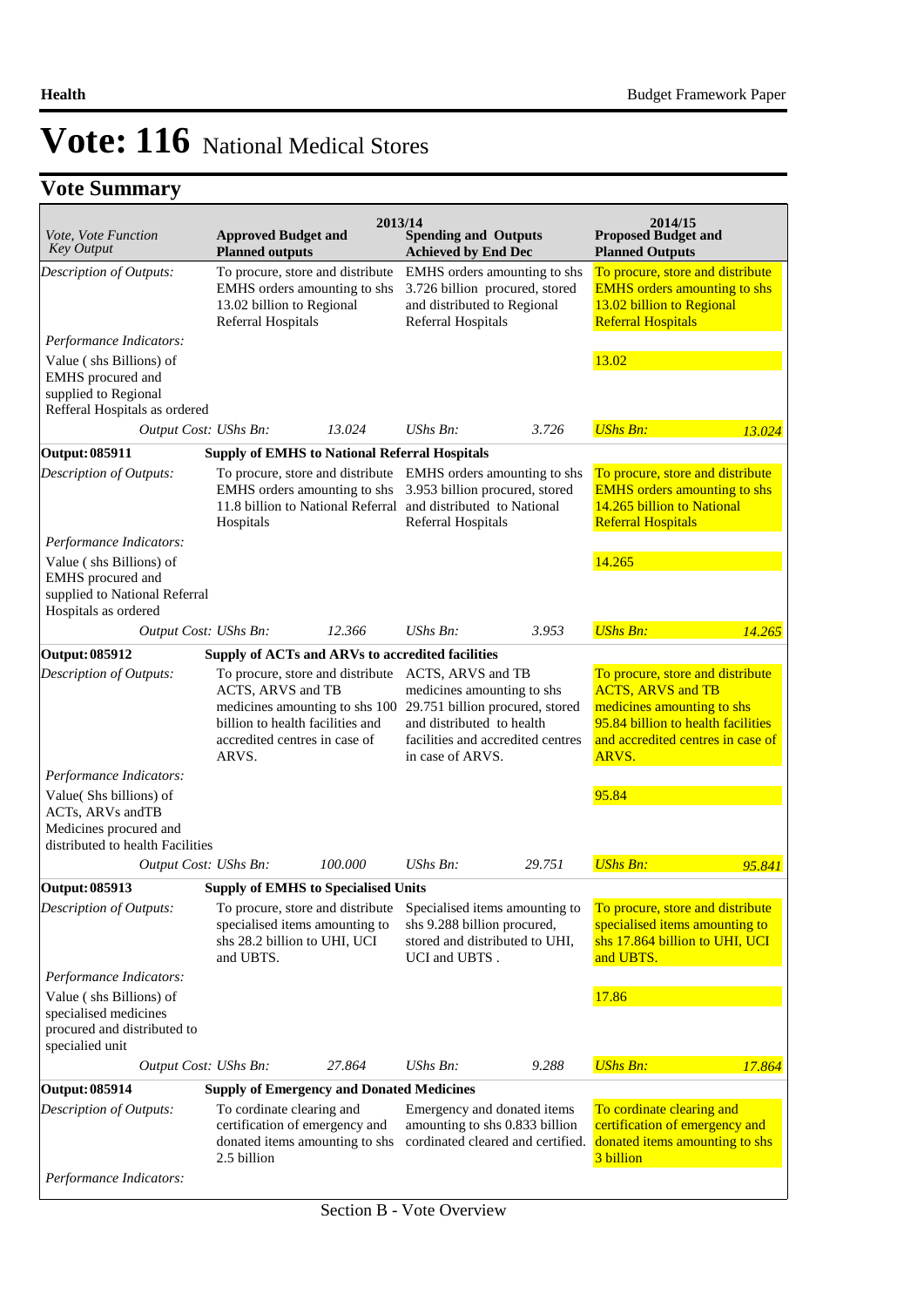# Vote: 116 National Medical Stores

## Vote Summary

| Vote, Vote Function Key Output | 2013/14 Approved Budget and Planned outputs | | 2013/14 Spending and Outputs Achieved by End Dec | | 2014/15 Proposed Budget and Planned Outputs | |
|---|---|---|---|---|---|---|
| *Description of Outputs:* | To procure, store and distribute EMHS orders amounting to shs 13.02 billion to Regional Referral Hospitals | | EMHS orders amounting to shs 3.726 billion procured, stored and distributed to Regional Referral Hospitals | | To procure, store and distribute EMHS orders amounting to shs 13.02 billion to Regional Referral Hospitals | |
| *Performance Indicators:* | | | | | | |
| Value ( shs Billions) of EMHS procured and supplied to Regional Refferal Hospitals as ordered | | | | | 13.02 | |
| *Output Cost:* | *UShs Bn:* | *13.024* | *UShs Bn:* | *3.726* | *UShs Bn:* | *13.024* |
| **Output: 085911** | **Supply of EMHS to National Referral Hospitals** | | | | | |
| *Description of Outputs:* | To procure, store and distribute EMHS orders amounting to shs 11.8 billion to National Referral Hospitals | | EMHS orders amounting to shs 3.953 billion procured, stored and distributed to National Referral Hospitals | | To procure, store and distribute EMHS orders amounting to shs 14.265 billion to National Referral Hospitals | |
| *Performance Indicators:* | | | | | | |
| Value ( shs Billions) of EMHS procured and supplied to National Referral Hospitals as ordered | | | | | 14.265 | |
| *Output Cost:* | *UShs Bn:* | *12.366* | *UShs Bn:* | *3.953* | *UShs Bn:* | *14.265* |
| **Output: 085912** | **Supply of ACTs and ARVs to accredited facilities** | | | | | |
| *Description of Outputs:* | To procure, store and distribute ACTS, ARVS and TB medicines amounting to shs 100 billion to health facilities and accredited centres in case of ARVS. | | ACTS, ARVS and TB medicines amounting to shs 29.751 billion procured, stored and distributed to health facilities and accredited centres in case of ARVS. | | To procure, store and distribute ACTS, ARVS and TB medicines amounting to shs 95.84 billion to health facilities and accredited centres in case of ARVS. | |
| *Performance Indicators:* | | | | | | |
| Value( Shs billions) of ACTs, ARVs andTB Medicines procured and distributed to health Facilities | | | | | 95.84 | |
| *Output Cost:* | *UShs Bn:* | *100.000* | *UShs Bn:* | *29.751* | *UShs Bn:* | *95.841* |
| **Output: 085913** | **Supply of EMHS to Specialised Units** | | | | | |
| *Description of Outputs:* | To procure, store and distribute specialised items amounting to shs 28.2 billion to UHI, UCI and UBTS. | | Specialised items amounting to shs 9.288 billion procured, stored and distributed to UHI, UCI and UBTS . | | To procure, store and distribute specialised items amounting to shs 17.864 billion to UHI, UCI and UBTS. | |
| *Performance Indicators:* | | | | | | |
| Value ( shs Billions) of specialised medicines procured and distributed to specialied unit | | | | | 17.86 | |
| *Output Cost:* | *UShs Bn:* | *27.864* | *UShs Bn:* | *9.288* | *UShs Bn:* | *17.864* |
| **Output: 085914** | **Supply of Emergency and Donated Medicines** | | | | | |
| *Description of Outputs:* | To cordinate clearing and certification of emergency and donated items amounting to shs 2.5 billion | | Emergency and donated items amounting to shs 0.833 billion cordinated cleared and certified. | | To cordinate clearing and certification of emergency and donated items amounting to shs 3 billion | |
| *Performance Indicators:* | | | | | | |

Section B - Vote Overview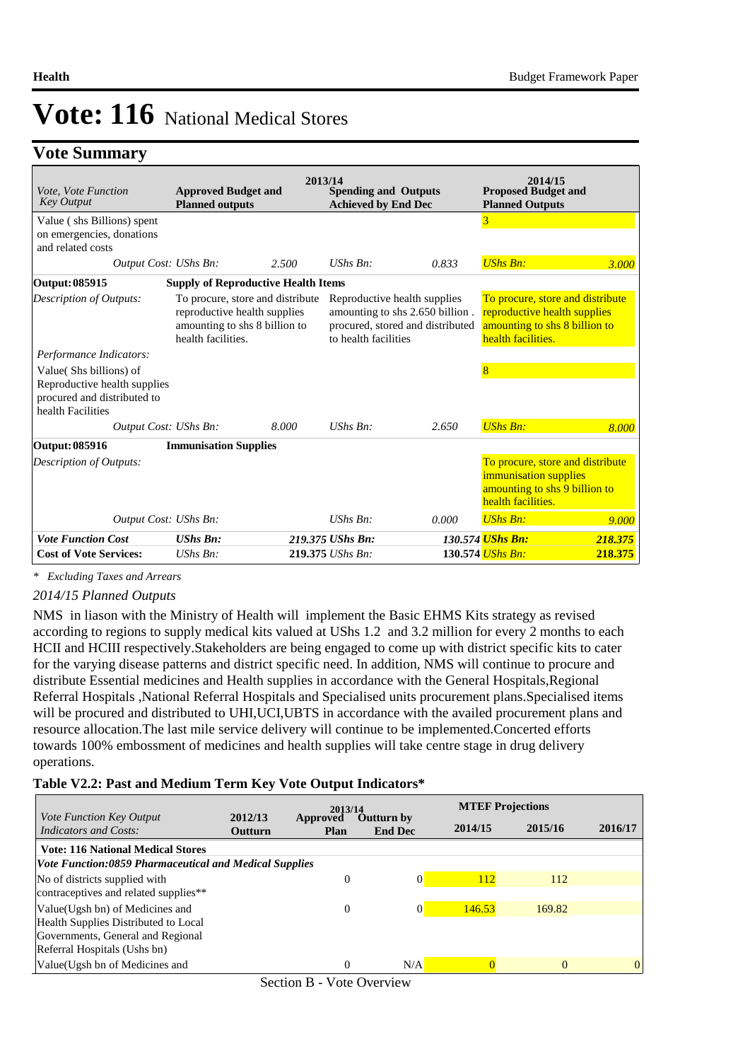# Vote: 116 National Medical Stores

## Vote Summary

| Vote, Vote Function Key Output | 2013/14 Approved Budget and Planned outputs | | 2013/14 Spending and Outputs Achieved by End Dec | | 2014/15 Proposed Budget and Planned Outputs | |
|---|---|---|---|---|---|---|
| Value ( shs Billions) spent on emergencies, donations and related costs | | | | | 3 | |
| *Output Cost:* | *UShs Bn:* | *2.500* | *UShs Bn:* | *0.833* | *UShs Bn:* | *3.000* |
| **Output: 085915** | **Supply of Reproductive Health Items** | | | | | |
| *Description of Outputs:* | To procure, store and distribute reproductive health supplies amounting to shs 8 billion to health facilities. | | Reproductive health supplies amounting to shs 2.650 billion . procured, stored and distributed to health facilities | | To procure, store and distribute reproductive health supplies amounting to shs 8 billion to health facilities. | |
| *Performance Indicators:* | | | | | | |
| Value( Shs billions) of Reproductive health supplies procured and distributed to health Facilities | | | | | 8 | |
| *Output Cost:* | *UShs Bn:* | *8.000* | *UShs Bn:* | *2.650* | *UShs Bn:* | *8.000* |
| **Output: 085916** | **Immunisation Supplies** | | | | | |
| *Description of Outputs:* | | | | | To procure, store and distribute immunisation supplies amounting to shs 9 billion to health facilities. | |
| *Output Cost:* | *UShs Bn:* | | *UShs Bn:* | *0.000* | *UShs Bn:* | *9.000* |
| ***Vote Function Cost*** | ***UShs Bn:*** | ***219.375*** | ***UShs Bn:*** | ***130.574*** | ***UShs Bn:*** | ***218.375*** |
| **Cost of Vote Services:** | *UShs Bn:* | **219.375** | *UShs Bn:* | **130.574** | *UShs Bn:* | **218.375** |

*\* Excluding Taxes and Arrears*

*2014/15 Planned Outputs*

NMS in liason with the Ministry of Health will implement the Basic EHMS Kits strategy as revised according to regions to supply medical kits valued at UShs 1.2 and 3.2 million for every 2 months to each HCII and HCIII respectively.Stakeholders are being engaged to come up with district specific kits to cater for the varying disease patterns and district specific need. In addition, NMS will continue to procure and distribute Essential medicines and Health supplies in accordance with the General Hospitals,Regional Referral Hospitals ,National Referral Hospitals and Specialised units procurement plans.Specialised items will be procured and distributed to UHI,UCI,UBTS in accordance with the availed procurement plans and resource allocation.The last mile service delivery will continue to be implemented.Concerted efforts towards 100% embossment of medicines and health supplies will take centre stage in drug delivery operations.

**Table V2.2: Past and Medium Term Key Vote Output Indicators\***

| Vote Function Key Output Indicators and Costs: | 2012/13 Outturn | 2013/14 Approved Plan | 2013/14 Outturn by End Dec | MTEF Projections 2014/15 | 2015/16 | 2016/17 |
|---|---|---|---|---|---|---|
| **Vote: 116 National Medical Stores** | | | | | | |
| ***Vote Function:0859 Pharmaceutical and Medical Supplies*** | | | | | | |
| No of districts supplied with contraceptives and related supplies\*\* | | 0 | 0 | 112 | 112 | |
| Value(Ugsh bn) of Medicines and Health Supplies Distributed to Local Governments, General and Regional Referral Hospitals (Ushs bn) | | 0 | 0 | 146.53 | 169.82 | |
| Value(Ugsh bn of Medicines and | | 0 | N/A | 0 | 0 | 0 |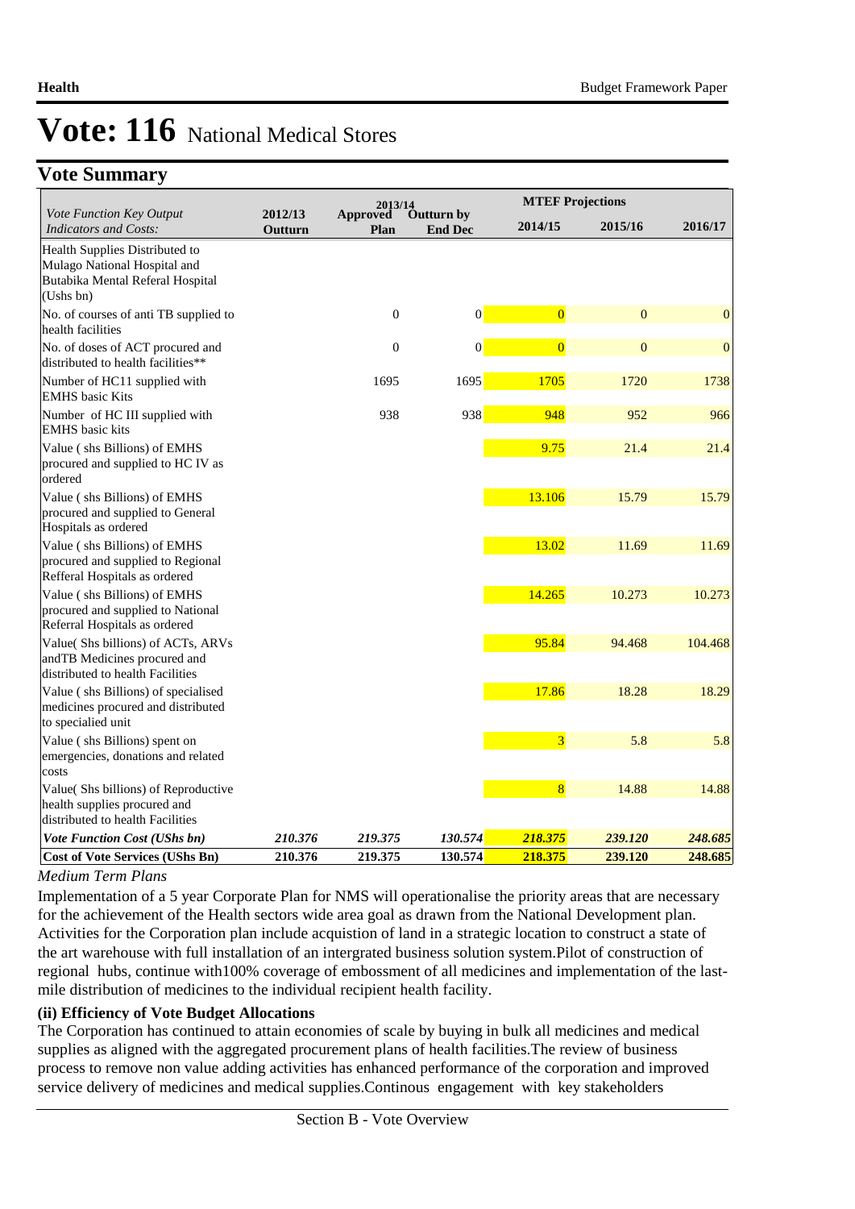# Vote: 116 National Medical Stores

## Vote Summary

| Vote Function Key Output Indicators and Costs: | 2012/13 Outturn | 2013/14 Approved Plan | 2013/14 Outturn by End Dec | MTEF Projections 2014/15 | 2015/16 | 2016/17 |
|---|---|---|---|---|---|---|
| Health Supplies Distributed to Mulago National Hospital and Butabika Mental Referal Hospital (Ushs bn) | | | | | | |
| No. of courses of anti TB supplied to health facilities | | 0 | 0 | 0 | 0 | 0 |
| No. of doses of ACT procured and distributed to health facilities** | | 0 | 0 | 0 | 0 | 0 |
| Number of HC11 supplied with EMHS basic Kits | | 1695 | 1695 | 1705 | 1720 | 1738 |
| Number of HC III supplied with EMHS basic kits | | 938 | 938 | 948 | 952 | 966 |
| Value ( shs Billions) of EMHS procured and supplied to HC IV as ordered | | | | 9.75 | 21.4 | 21.4 |
| Value ( shs Billions) of EMHS procured and supplied to General Hospitals as ordered | | | | 13.106 | 15.79 | 15.79 |
| Value ( shs Billions) of EMHS procured and supplied to Regional Refferal Hospitals as ordered | | | | 13.02 | 11.69 | 11.69 |
| Value ( shs Billions) of EMHS procured and supplied to National Referral Hospitals as ordered | | | | 14.265 | 10.273 | 10.273 |
| Value( Shs billions) of ACTs, ARVs andTB Medicines procured and distributed to health Facilities | | | | 95.84 | 94.468 | 104.468 |
| Value ( shs Billions) of specialised medicines procured and distributed to specialied unit | | | | 17.86 | 18.28 | 18.29 |
| Value ( shs Billions) spent on emergencies, donations and related costs | | | | 3 | 5.8 | 5.8 |
| Value( Shs billions) of Reproductive health supplies procured and distributed to health Facilities | | | | 8 | 14.88 | 14.88 |
| *Vote Function Cost (UShs bn)* | *210.376* | *219.375* | *130.574* | *218.375* | *239.120* | *248.685* |
| **Cost of Vote Services (UShs Bn)** | **210.376** | **219.375** | **130.574** | **218.375** | **239.120** | **248.685** |

*Medium Term Plans*

Implementation of a 5 year Corporate Plan for NMS will operationalise the priority areas that are necessary for the achievement of the Health sectors wide area goal as drawn from the National Development plan. Activities for the Corporation plan include acquistion of land in a strategic location to construct a state of the art warehouse with full installation of an intergrated business solution system.Pilot of construction of regional hubs, continue with100% coverage of embossment of all medicines and implementation of the last-mile distribution of medicines to the individual recipient health facility.

**(ii) Efficiency of Vote Budget Allocations**

The Corporation has continued to attain economies of scale by buying in bulk all medicines and medical supplies as aligned with the aggregated procurement plans of health facilities.The review of business process to remove non value adding activities has enhanced performance of the corporation and improved service delivery of medicines and medical supplies.Continous engagement with key stakeholders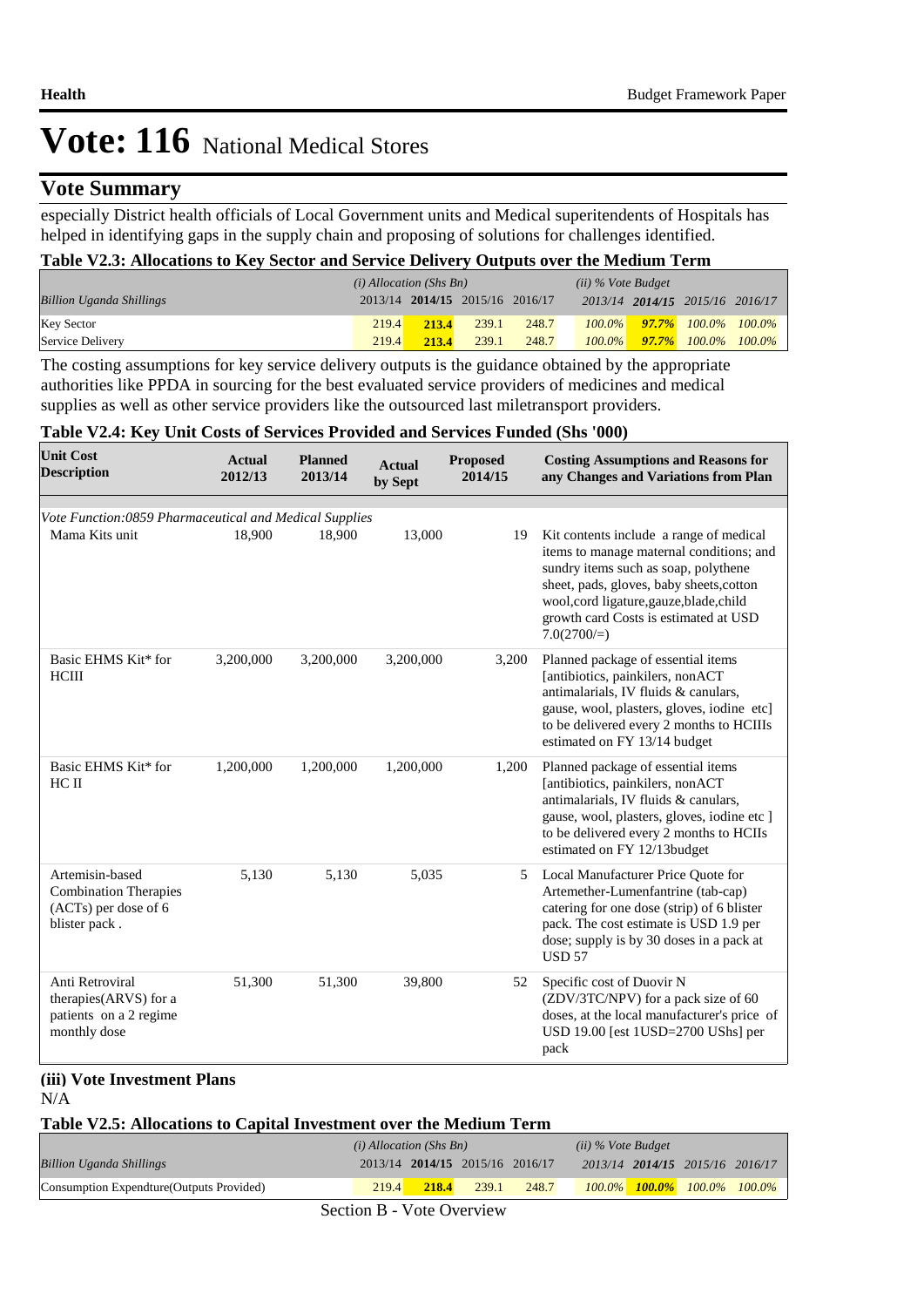# Vote: 116 National Medical Stores

## Vote Summary

especially District health officials of Local Government units and Medical superitendents of Hospitals has helped in identifying gaps in the supply chain and proposing of solutions for challenges identified.

### Table V2.3: Allocations to Key Sector and Service Delivery Outputs over the Medium Term

| Billion Uganda Shillings | (i) Allocation (Shs Bn) 2013/14 | 2014/15 | 2015/16 | 2016/17 | (ii) % Vote Budget 2013/14 | 2014/15 | 2015/16 | 2016/17 |
|---|---|---|---|---|---|---|---|---|
| Key Sector | 219.4 | **213.4** | 239.1 | 248.7 | *100.0%* | ***97.7%*** | *100.0%* | *100.0%* |
| Service Delivery | 219.4 | **213.4** | 239.1 | 248.7 | *100.0%* | ***97.7%*** | *100.0%* | *100.0%* |

The costing assumptions for key service delivery outputs is the guidance obtained by the appropriate authorities like PPDA in sourcing for the best evaluated service providers of medicines and medical supplies as well as other service providers like the outsourced last miletransport providers.

### Table V2.4: Key Unit Costs of Services Provided and Services Funded (Shs '000)

| Unit Cost Description | Actual 2012/13 | Planned 2013/14 | Actual by Sept | Proposed 2014/15 | Costing Assumptions and Reasons for any Changes and Variations from Plan |
|---|---|---|---|---|---|
| *Vote Function:0859 Pharmaceutical and Medical Supplies* | | | | | |
| Mama Kits unit | 18,900 | 18,900 | 13,000 | 19 | Kit contents include a range of medical items to manage maternal conditions; and sundry items such as soap, polythene sheet, pads, gloves, baby sheets,cotton wool,cord ligature,gauze,blade,child growth card Costs is estimated at USD 7.0(2700/=) |
| Basic EHMS Kit* for HCIII | 3,200,000 | 3,200,000 | 3,200,000 | 3,200 | Planned package of essential items [antibiotics, painkilers, nonACT antimalarials, IV fluids & canulars, gause, wool, plasters, gloves, iodine etc] to be delivered every 2 months to HCIIIs estimated on FY 13/14 budget |
| Basic EHMS Kit* for HC II | 1,200,000 | 1,200,000 | 1,200,000 | 1,200 | Planned package of essential items [antibiotics, painkilers, nonACT antimalarials, IV fluids & canulars, gause, wool, plasters, gloves, iodine etc ] to be delivered every 2 months to HCIIs estimated on FY 12/13budget |
| Artemisin-based Combination Therapies (ACTs) per dose of 6 blister pack . | 5,130 | 5,130 | 5,035 | 5 | Local Manufacturer Price Quote for Artemether-Lumenfantrine (tab-cap) catering for one dose (strip) of 6 blister pack. The cost estimate is USD 1.9 per dose; supply is by 30 doses in a pack at USD 57 |
| Anti Retroviral therapies(ARVS) for a patients on a 2 regime monthly dose | 51,300 | 51,300 | 39,800 | 52 | Specific cost of Duovir N (ZDV/3TC/NPV) for a pack size of 60 doses, at the local manufacturer's price of USD 19.00 [est 1USD=2700 UShs] per pack |

### (iii) Vote Investment Plans

N/A

### Table V2.5: Allocations to Capital Investment over the Medium Term

| Billion Uganda Shillings | (i) Allocation (Shs Bn) 2013/14 | 2014/15 | 2015/16 | 2016/17 | (ii) % Vote Budget 2013/14 | 2014/15 | 2015/16 | 2016/17 |
|---|---|---|---|---|---|---|---|---|
| Consumption Expendture(Outputs Provided) | 219.4 | **218.4** | 239.1 | 248.7 | *100.0%* | ***100.0%*** | *100.0%* | *100.0%* |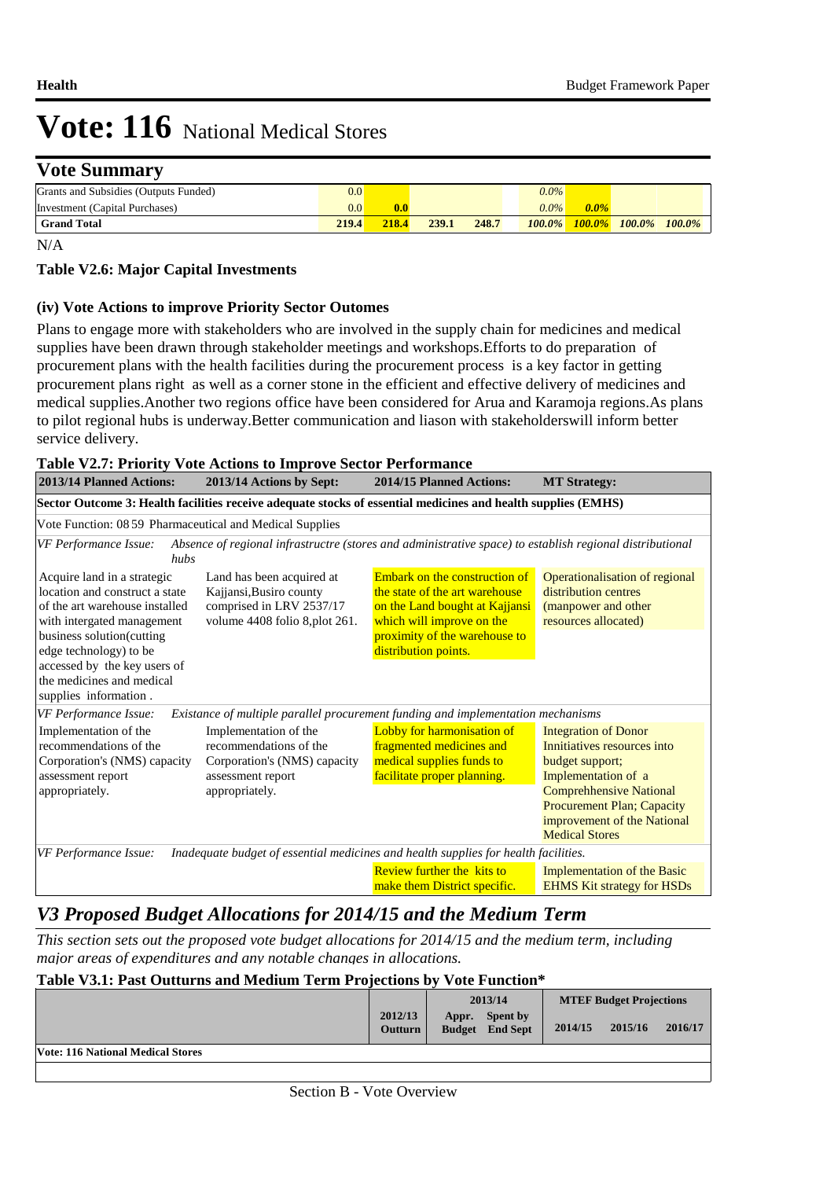# Vote: 116 National Medical Stores

## Vote Summary

| | | | | | | | | |
|---|---|---|---|---|---|---|---|---|
| Grants and Subsidies (Outputs Funded) | 0.0 | | | | 0.0% | | | |
| Investment (Capital Purchases) | 0.0 | 0.0 | | | 0.0% | 0.0% | | |
| **Grand Total** | **219.4** | **218.4** | **239.1** | **248.7** | ***100.0%*** | ***100.0%*** | ***100.0%*** | ***100.0%*** |

N/A

### Table V2.6: Major Capital Investments

### (iv) Vote Actions to improve Priority Sector Outomes

Plans to engage more with stakeholders who are involved in the supply chain for medicines and medical supplies have been drawn through stakeholder meetings and workshops.Efforts to do preparation of procurement plans with the health facilities during the procurement process is a key factor in getting procurement plans right as well as a corner stone in the efficient and effective delivery of medicines and medical supplies.Another two regions office have been considered for Arua and Karamoja regions.As plans to pilot regional hubs is underway.Better communication and liason with stakeholderswill inform better service delivery.

### Table V2.7: Priority Vote Actions to Improve Sector Performance

| 2013/14 Planned Actions: | 2013/14 Actions by Sept: | 2014/15 Planned Actions: | MT Strategy: |
|---|---|---|---|
| **Sector Outcome 3: Health facilities receive adequate stocks of essential medicines and health supplies (EMHS)** | | | |
| Vote Function: 08 59 Pharmaceutical and Medical Supplies | | | |
| *VF Performance Issue: Absence of regional infrastructre (stores and administrative space) to establish regional distributional hubs* | | | |
| Acquire land in a strategic location and construct a state of the art warehouse installed with intergated management business solution(cutting edge technology) to be accessed by the key users of the medicines and medical supplies information . | Land has been acquired at Kajjansi,Busiro county comprised in LRV 2537/17 volume 4408 folio 8,plot 261. | Embark on the construction of the state of the art warehouse on the Land bought at Kajjansi which will improve on the proximity of the warehouse to distribution points. | Operationalisation of regional distribution centres (manpower and other resources allocated) |
| *VF Performance Issue: Existance of multiple parallel procurement funding and implementation mechanisms* | | | |
| Implementation of the recommendations of the Corporation's (NMS) capacity assessment report appropriately. | Implementation of the recommendations of the Corporation's (NMS) capacity assessment report appropriately. | Lobby for harmonisation of fragmented medicines and medical supplies funds to facilitate proper planning. | Integration of Donor Innitiatives resources into budget support; Implementation of a Comprehhensive National Procurement Plan; Capacity improvement of the National Medical Stores |
| *VF Performance Issue: Inadequate budget of essential medicines and health supplies for health facilities.* | | | |
| | | Review further the kits to make them District specific. | Implementation of the Basic EHMS Kit strategy for HSDs |

## V3 Proposed Budget Allocations for 2014/15 and the Medium Term

*This section sets out the proposed vote budget allocations for 2014/15 and the medium term, including major areas of expenditures and any notable changes in allocations.*

### Table V3.1: Past Outturns and Medium Term Projections by Vote Function*

| | 2012/13 | 2013/14 | | MTEF Budget Projections | | |
|---|---|---|---|---|---|---|
| | Outturn | Appr. Budget | Spent by End Sept | 2014/15 | 2015/16 | 2016/17 |
| **Vote: 116 National Medical Stores** | | | | | | |
| | | | | | | |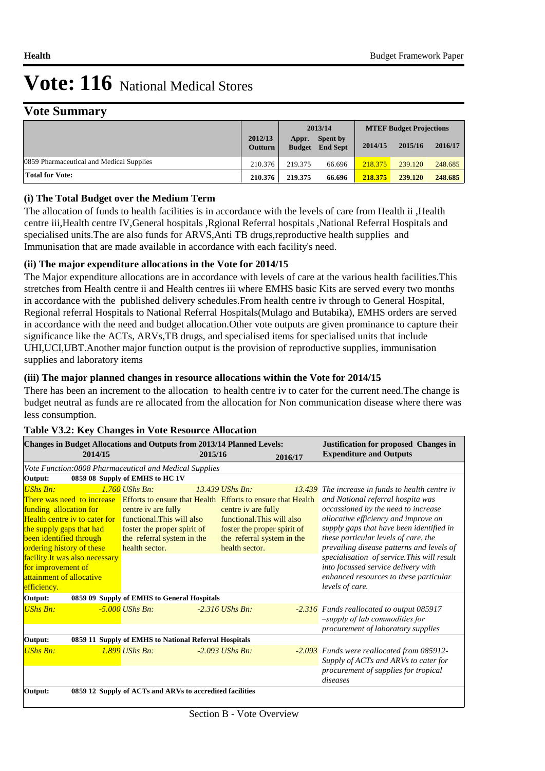# Vote: 116 National Medical Stores

## Vote Summary

| | 2012/13 Outturn | 2013/14 Appr. Budget | 2013/14 Spent by End Sept | MTEF Budget Projections 2014/15 | 2015/16 | 2016/17 |
|---|---|---|---|---|---|---|
| 0859 Pharmaceutical and Medical Supplies | 210.376 | 219.375 | 66.696 | 218.375 | 239.120 | 248.685 |
| **Total for Vote:** | **210.376** | **219.375** | **66.696** | **218.375** | **239.120** | **248.685** |

### (i) The Total Budget over the Medium Term

The allocation of funds to health facilities is in accordance with the levels of care from Health ii ,Health centre iii,Health centre IV,General hospitals ,Rgional Referral hospitals ,National Referral Hospitals and specialised units.The are also funds for ARVS,Anti TB drugs,reproductive health supplies and Immunisation that are made available in accordance with each facility's need.

### (ii) The major expenditure allocations in the Vote for 2014/15

The Major expenditure allocations are in accordance with levels of care at the various health facilities.This stretches from Health centre ii and Health centres iii where EMHS basic Kits are served every two months in accordance with the published delivery schedules.From health centre iv through to General Hospital, Regional referral Hospitals to National Referral Hospitals(Mulago and Butabika), EMHS orders are served in accordance with the need and budget allocation.Other vote outputs are given prominance to capture their significance like the ACTs, ARVs,TB drugs, and specialised items for specialised units that include UHI,UCI,UBT.Another major function output is the provision of reproductive supplies, immunisation supplies and laboratory items

### (iii) The major planned changes in resource allocations within the Vote for 2014/15

There has been an increment to the allocation to health centre iv to cater for the current need.The change is budget neutral as funds are re allocated from the allocation for Non communication disease where there was less consumption.

**Table V3.2: Key Changes in Vote Resource Allocation**

| Changes in Budget Allocations and Outputs from 2013/14 Planned Levels: 2014/15 | 2015/16 | 2016/17 | Justification for proposed Changes in Expenditure and Outputs |
|---|---|---|---|
| *Vote Function:0808 Pharmaceutical and Medical Supplies* | | | |
| **Output: 0859 08 Supply of EMHS to HC 1V** | | | |
| *UShs Bn: 1.760* | *UShs Bn: 13.439* | *UShs Bn: 13.439* | *The increase in funds to health centre iv and National referral hospita was occassioned by the need to increase allocative efficiency and improve on supply gaps that have been identified in these particular levels of care, the prevailing disease patterns and levels of specialisation of service.This will result into focussed service delivery with enhanced resources to these particular levels of care.* |
| There was need to increase funding allocation for Health centre iv to cater for the supply gaps that had been identified through ordering history of these facility.It was also necessary for improvement of attainment of allocative efficiency. | Efforts to ensure that Health centre iv are fully functional.This will also foster the proper spirit of the referral system in the health sector. | Efforts to ensure that Health centre iv are fully functional.This will also foster the proper spirit of the referral system in the health sector. | |
| **Output: 0859 09 Supply of EMHS to General Hospitals** | | | |
| *UShs Bn: -5.000* | *UShs Bn: -2.316* | *UShs Bn: -2.316* | *Funds reallocated to output 085917 –supply of lab commodities for procurement of laboratory supplies* |
| **Output: 0859 11 Supply of EMHS to National Referral Hospitals** | | | |
| *UShs Bn: 1.899* | *UShs Bn: -2.093* | *UShs Bn: -2.093* | *Funds were reallocated from 085912-Supply of ACTs and ARVs to cater for procurement of supplies for tropical diseases* |
| **Output: 0859 12 Supply of ACTs and ARVs to accredited facilities** | | | |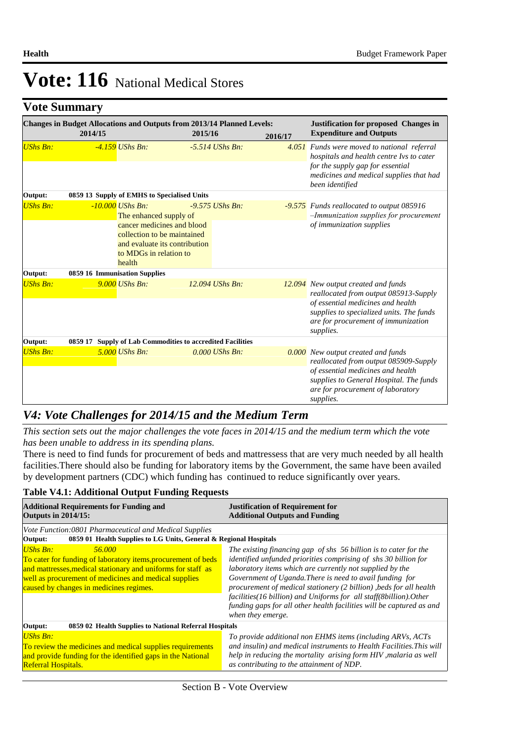# Vote: 116 National Medical Stores

## Vote Summary

| Changes in Budget Allocations and Outputs from 2013/14 Planned Levels: 2014/15 | 2015/16 | 2016/17 | Justification for proposed Changes in Expenditure and Outputs |
|---|---|---|---|
| *UShs Bn: -4.159* | *UShs Bn: -5.514* | *UShs Bn: 4.051* | *Funds were moved to national referral hospitals and health centre Ivs to cater for the supply gap for essential medicines and medical supplies that had been identified* |
| **Output: 0859 13 Supply of EMHS to Specialised Units** | | | |
| *UShs Bn: -10.000* The enhanced supply of cancer medicines and blood collection to be maintained and evaluate its contribution to MDGs in relation to health | *UShs Bn: -9.575* | *UShs Bn: -9.575* | *Funds reallocated to output 085916 –Immunization supplies for procurement of immunization supplies* |
| **Output: 0859 16 Immunisation Supplies** | | | |
| *UShs Bn: 9.000* | *UShs Bn: 12.094* | *UShs Bn: 12.094* | *New output created and funds reallocated from output 085913-Supply of essential medicines and health supplies to specialized units. The funds are for procurement of immunization supplies.* |
| **Output: 0859 17 Supply of Lab Commodities to accredited Facilities** | | | |
| *UShs Bn: 5.000* | *UShs Bn: 0.000* | *UShs Bn: 0.000* | *New output created and funds reallocated from output 085909-Supply of essential medicines and health supplies to General Hospital. The funds are for procurement of laboratory supplies.* |

## *V4: Vote Challenges for 2014/15 and the Medium Term*

*This section sets out the major challenges the vote faces in 2014/15 and the medium term which the vote has been unable to address in its spending plans.*

There is need to find funds for procurement of beds and mattressess that are very much needed by all health facilities.There should also be funding for laboratory items by the Government, the same have been availed by development partners (CDC) which funding has continued to reduce significantly over years.

**Table V4.1: Additional Output Funding Requests**

| Additional Requirements for Funding and Outputs in 2014/15: | Justification of Requirement for Additional Outputs and Funding |
|---|---|
| *Vote Function:0801 Pharmaceutical and Medical Supplies* | |
| **Output: 0859 01 Health Supplies to LG Units, General & Regional Hospitals** | |
| *UShs Bn: 56.000*<br>To cater for funding of laboratory items,procurement of beds and mattresses,medical stationary and uniforms for staff as well as procurement of medicines and medical supplies caused by changes in medicines regimes. | *The existing financing gap of shs 56 billion is to cater for the identified unfunded priorities comprising of shs 30 billion for laboratory items which are currently not supplied by the Government of Uganda.There is need to avail funding for procurement of medical stationery (2 billion) ,beds for all health facilities(16 billion) and Uniforms for all staff(8billion).Other funding gaps for all other health facilities will be captured as and when they emerge.* |
| **Output: 0859 02 Health Supplies to National Referral Hospitals** | |
| *UShs Bn:*<br>To review the medicines and medical supplies requirements and provide funding for the identified gaps in the National Referral Hospitals. | *To provide additional non EHMS items (including ARVs, ACTs and insulin) and medical instruments to Health Facilities.This will help in reducing the mortality arising form HIV ,malaria as well as contributing to the attainment of NDP.* |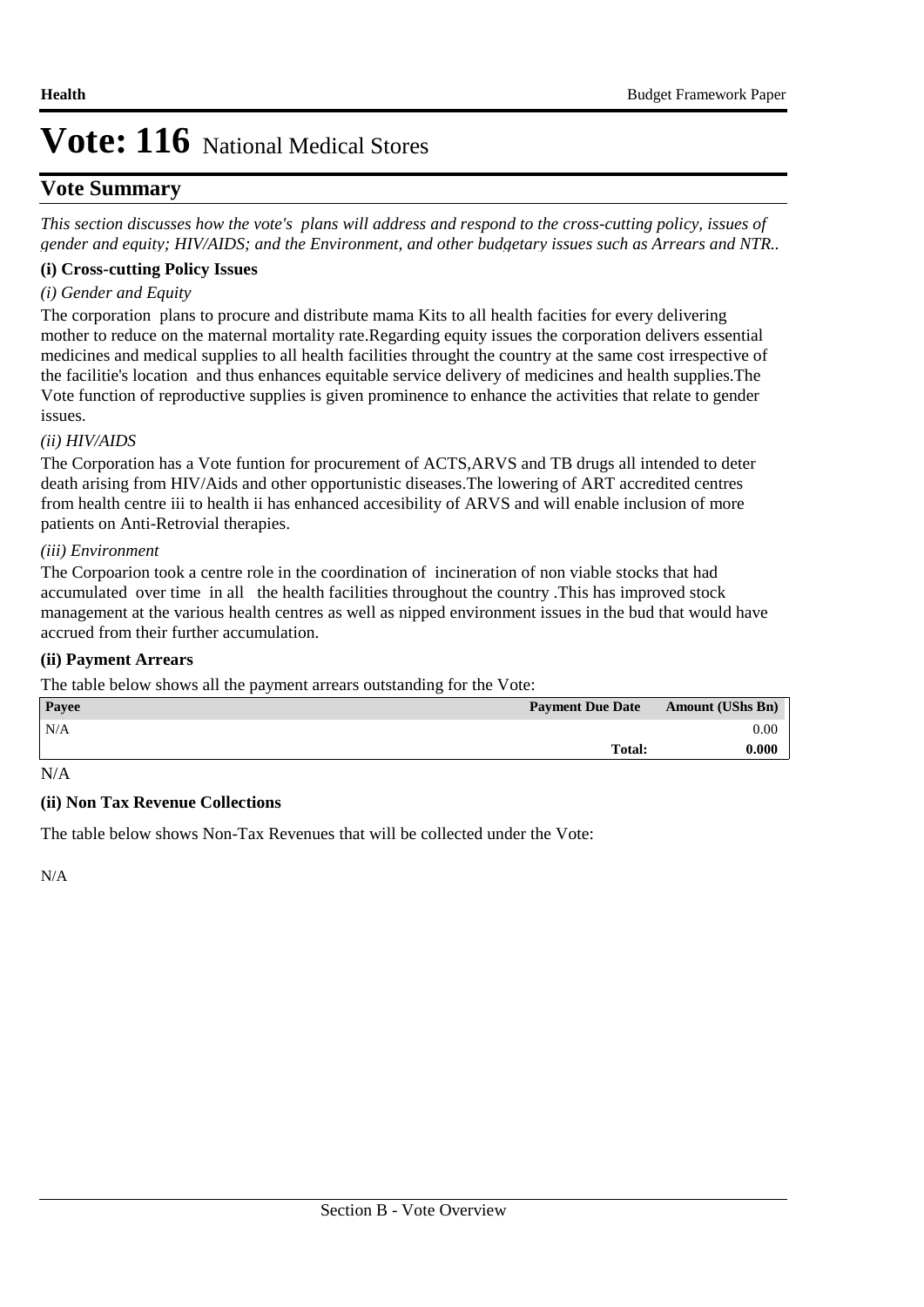# Vote: 116 National Medical Stores

## Vote Summary

*This section discusses how the vote's plans will address and respond to the cross-cutting policy, issues of gender and equity; HIV/AIDS; and the Environment, and other budgetary issues such as Arrears and NTR..*

**(i) Cross-cutting Policy Issues**

*(i) Gender and Equity*

The corporation plans to procure and distribute mama Kits to all health facities for every delivering mother to reduce on the maternal mortality rate.Regarding equity issues the corporation delivers essential medicines and medical supplies to all health facilities throught the country at the same cost irrespective of the facilitie's location and thus enhances equitable service delivery of medicines and health supplies.The Vote function of reproductive supplies is given prominence to enhance the activities that relate to gender issues.

*(ii) HIV/AIDS*

The Corporation has a Vote funtion for procurement of ACTS,ARVS and TB drugs all intended to deter death arising from HIV/Aids and other opportunistic diseases.The lowering of ART accredited centres from health centre iii to health ii has enhanced accesibility of ARVS and will enable inclusion of more patients on Anti-Retrovial therapies.

*(iii) Environment*

The Corpoarion took a centre role in the coordination of incineration of non viable stocks that had accumulated over time in all the health facilities throughout the country .This has improved stock management at the various health centres as well as nipped environment issues in the bud that would have accrued from their further accumulation.

**(ii) Payment Arrears**

The table below shows all the payment arrears outstanding for the Vote:

| Payee | Payment Due Date | Amount (UShs Bn) |
|---|---|---|
| N/A | | 0.00 |
| | **Total:** | **0.000** |

N/A

**(ii) Non Tax Revenue Collections**

The table below shows Non-Tax Revenues that will be collected under the Vote:

N/A